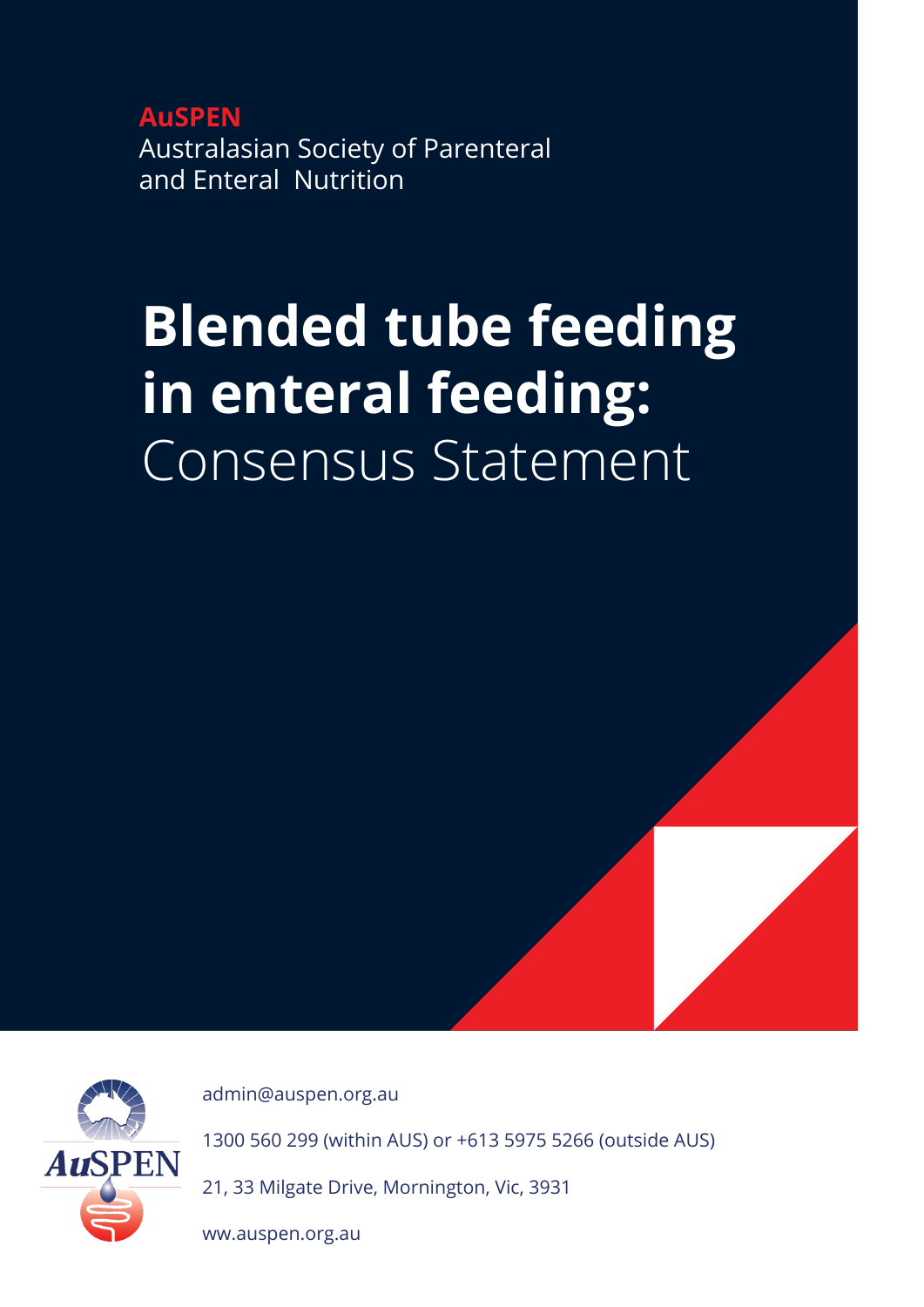**AuSPEN**
Australasian Society of Parenteral and Enteral Nutrition

# Blended tube feeding in enteral feeding: Consensus Statement

admin@auspen.org.au

1300 560 299 (within AUS) or +613 5975 5266 (outside AUS)

21, 33 Milgate Drive, Mornington, Vic, 3931

ww.auspen.org.au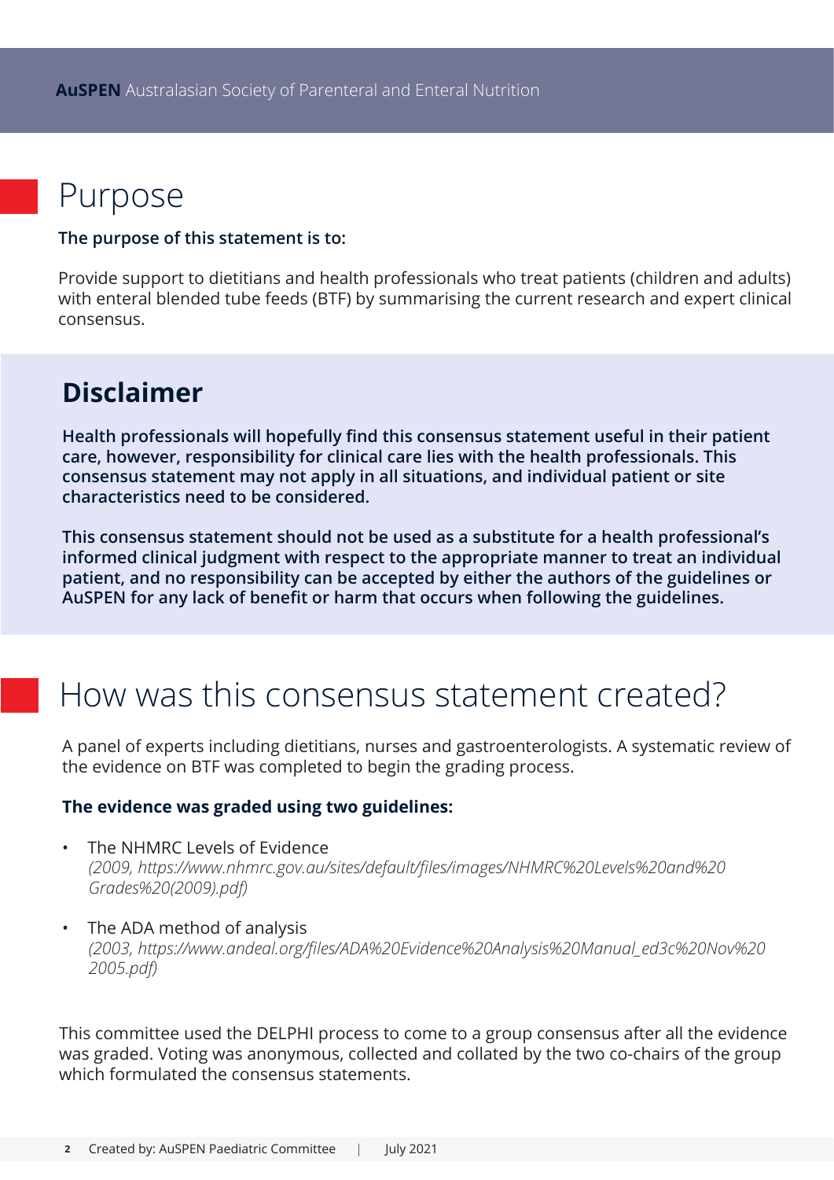# Purpose

**The purpose of this statement is to:**

Provide support to dietitians and health professionals who treat patients (children and adults) with enteral blended tube feeds (BTF) by summarising the current research and expert clinical consensus.

## Disclaimer

**Health professionals will hopefully find this consensus statement useful in their patient care, however, responsibility for clinical care lies with the health professionals. This consensus statement may not apply in all situations, and individual patient or site characteristics need to be considered.**

**This consensus statement should not be used as a substitute for a health professional's informed clinical judgment with respect to the appropriate manner to treat an individual patient, and no responsibility can be accepted by either the authors of the guidelines or AuSPEN for any lack of benefit or harm that occurs when following the guidelines.**

# How was this consensus statement created?

A panel of experts including dietitians, nurses and gastroenterologists. A systematic review of the evidence on BTF was completed to begin the grading process.

**The evidence was graded using two guidelines:**

- The NHMRC Levels of Evidence
  *(2009, https://www.nhmrc.gov.au/sites/default/files/images/NHMRC%20Levels%20and%20Grades%20(2009).pdf)*
- The ADA method of analysis
  *(2003, https://www.andeal.org/files/ADA%20Evidence%20Analysis%20Manual_ed3c%20Nov%202005.pdf)*

This committee used the DELPHI process to come to a group consensus after all the evidence was graded. Voting was anonymous, collected and collated by the two co-chairs of the group which formulated the consensus statements.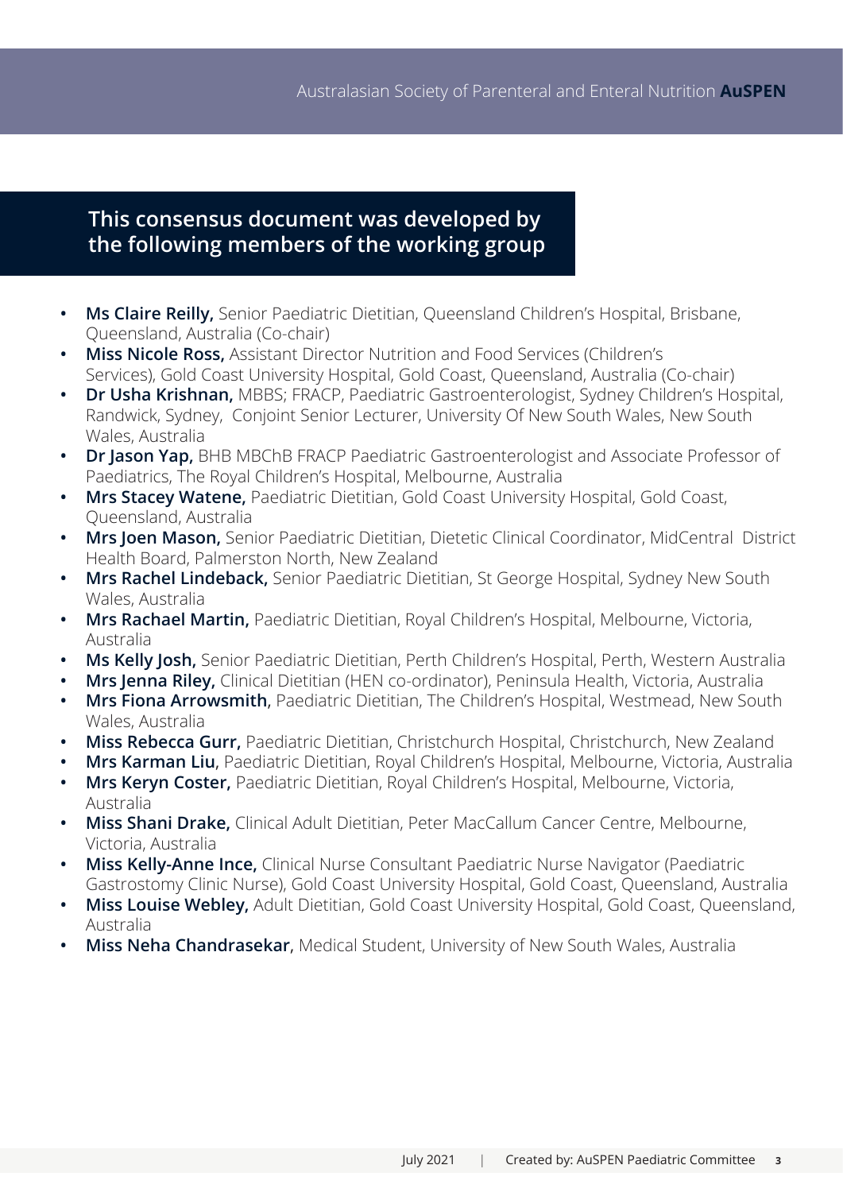## This consensus document was developed by the following members of the working group

- **Ms Claire Reilly,** Senior Paediatric Dietitian, Queensland Children's Hospital, Brisbane, Queensland, Australia (Co-chair)
- **Miss Nicole Ross,** Assistant Director Nutrition and Food Services (Children's Services), Gold Coast University Hospital, Gold Coast, Queensland, Australia (Co-chair)
- **Dr Usha Krishnan,** MBBS; FRACP, Paediatric Gastroenterologist, Sydney Children's Hospital, Randwick, Sydney, Conjoint Senior Lecturer, University Of New South Wales, New South Wales, Australia
- **Dr Jason Yap,** BHB MBChB FRACP Paediatric Gastroenterologist and Associate Professor of Paediatrics, The Royal Children's Hospital, Melbourne, Australia
- **Mrs Stacey Watene,** Paediatric Dietitian, Gold Coast University Hospital, Gold Coast, Queensland, Australia
- **Mrs Joen Mason,** Senior Paediatric Dietitian, Dietetic Clinical Coordinator, MidCentral District Health Board, Palmerston North, New Zealand
- **Mrs Rachel Lindeback,** Senior Paediatric Dietitian, St George Hospital, Sydney New South Wales, Australia
- **Mrs Rachael Martin,** Paediatric Dietitian, Royal Children's Hospital, Melbourne, Victoria, Australia
- **Ms Kelly Josh,** Senior Paediatric Dietitian, Perth Children's Hospital, Perth, Western Australia
- **Mrs Jenna Riley,** Clinical Dietitian (HEN co-ordinator), Peninsula Health, Victoria, Australia
- **Mrs Fiona Arrowsmith,** Paediatric Dietitian, The Children's Hospital, Westmead, New South Wales, Australia
- **Miss Rebecca Gurr,** Paediatric Dietitian, Christchurch Hospital, Christchurch, New Zealand
- **Mrs Karman Liu,** Paediatric Dietitian, Royal Children's Hospital, Melbourne, Victoria, Australia
- **Mrs Keryn Coster,** Paediatric Dietitian, Royal Children's Hospital, Melbourne, Victoria, Australia
- **Miss Shani Drake,** Clinical Adult Dietitian, Peter MacCallum Cancer Centre, Melbourne, Victoria, Australia
- **Miss Kelly-Anne Ince,** Clinical Nurse Consultant Paediatric Nurse Navigator (Paediatric Gastrostomy Clinic Nurse), Gold Coast University Hospital, Gold Coast, Queensland, Australia
- **Miss Louise Webley,** Adult Dietitian, Gold Coast University Hospital, Gold Coast, Queensland, Australia
- **Miss Neha Chandrasekar,** Medical Student, University of New South Wales, Australia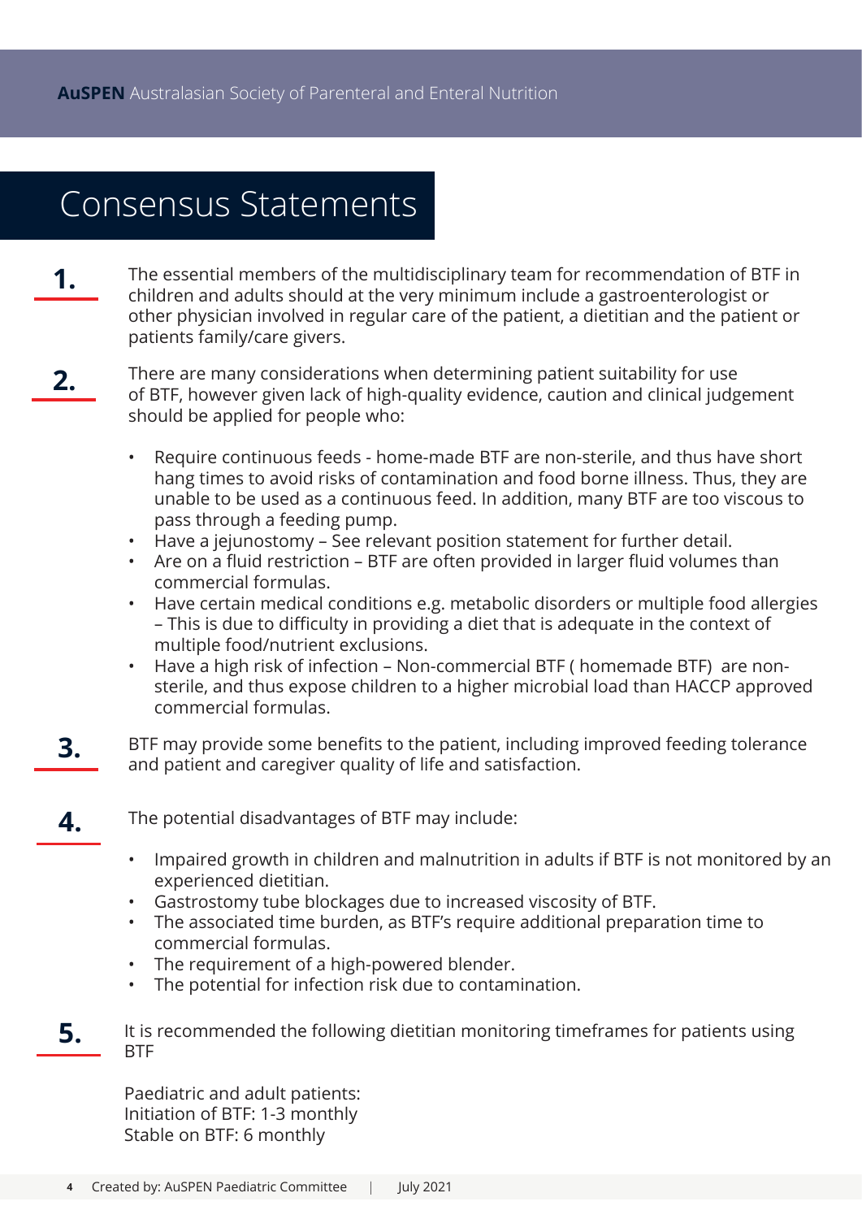# Consensus Statements

**1.** The essential members of the multidisciplinary team for recommendation of BTF in children and adults should at the very minimum include a gastroenterologist or other physician involved in regular care of the patient, a dietitian and the patient or patients family/care givers.

**2.** There are many considerations when determining patient suitability for use of BTF, however given lack of high-quality evidence, caution and clinical judgement should be applied for people who:

- Require continuous feeds - home-made BTF are non-sterile, and thus have short hang times to avoid risks of contamination and food borne illness. Thus, they are unable to be used as a continuous feed. In addition, many BTF are too viscous to pass through a feeding pump.
- Have a jejunostomy – See relevant position statement for further detail.
- Are on a fluid restriction – BTF are often provided in larger fluid volumes than commercial formulas.
- Have certain medical conditions e.g. metabolic disorders or multiple food allergies – This is due to difficulty in providing a diet that is adequate in the context of multiple food/nutrient exclusions.
- Have a high risk of infection – Non-commercial BTF ( homemade BTF) are non-sterile, and thus expose children to a higher microbial load than HACCP approved commercial formulas.

**3.** BTF may provide some benefits to the patient, including improved feeding tolerance and patient and caregiver quality of life and satisfaction.

**4.** The potential disadvantages of BTF may include:

- Impaired growth in children and malnutrition in adults if BTF is not monitored by an experienced dietitian.
- Gastrostomy tube blockages due to increased viscosity of BTF.
- The associated time burden, as BTF's require additional preparation time to commercial formulas.
- The requirement of a high-powered blender.
- The potential for infection risk due to contamination.

**5.** It is recommended the following dietitian monitoring timeframes for patients using BTF

Paediatric and adult patients:
Initiation of BTF: 1-3 monthly
Stable on BTF: 6 monthly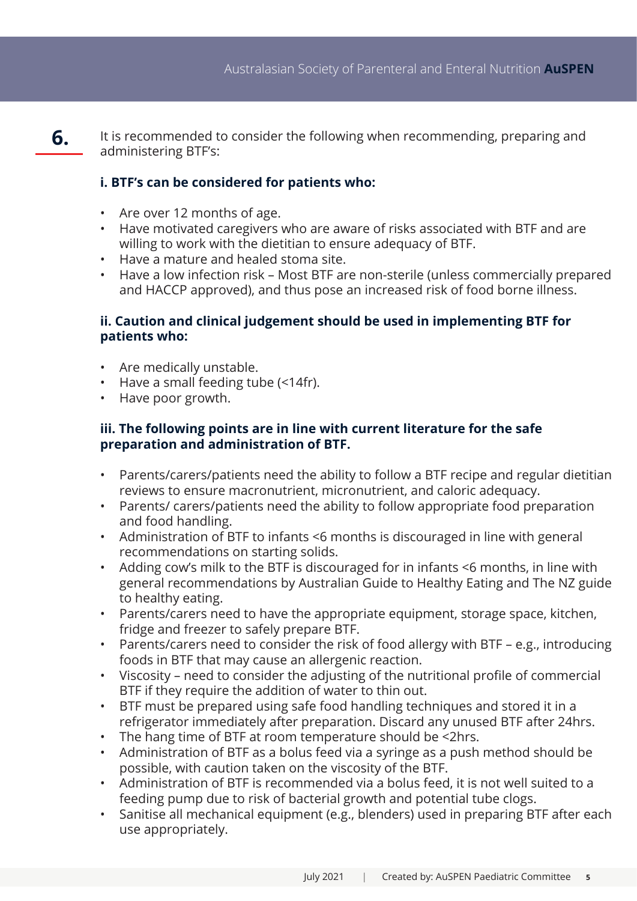**6.** It is recommended to consider the following when recommending, preparing and administering BTF's:

**i. BTF's can be considered for patients who:**

- Are over 12 months of age.
- Have motivated caregivers who are aware of risks associated with BTF and are willing to work with the dietitian to ensure adequacy of BTF.
- Have a mature and healed stoma site.
- Have a low infection risk – Most BTF are non-sterile (unless commercially prepared and HACCP approved), and thus pose an increased risk of food borne illness.

**ii. Caution and clinical judgement should be used in implementing BTF for patients who:**

- Are medically unstable.
- Have a small feeding tube (<14fr).
- Have poor growth.

**iii. The following points are in line with current literature for the safe preparation and administration of BTF.**

- Parents/carers/patients need the ability to follow a BTF recipe and regular dietitian reviews to ensure macronutrient, micronutrient, and caloric adequacy.
- Parents/ carers/patients need the ability to follow appropriate food preparation and food handling.
- Administration of BTF to infants <6 months is discouraged in line with general recommendations on starting solids.
- Adding cow's milk to the BTF is discouraged for in infants <6 months, in line with general recommendations by Australian Guide to Healthy Eating and The NZ guide to healthy eating.
- Parents/carers need to have the appropriate equipment, storage space, kitchen, fridge and freezer to safely prepare BTF.
- Parents/carers need to consider the risk of food allergy with BTF – e.g., introducing foods in BTF that may cause an allergenic reaction.
- Viscosity – need to consider the adjusting of the nutritional profile of commercial BTF if they require the addition of water to thin out.
- BTF must be prepared using safe food handling techniques and stored it in a refrigerator immediately after preparation. Discard any unused BTF after 24hrs.
- The hang time of BTF at room temperature should be <2hrs.
- Administration of BTF as a bolus feed via a syringe as a push method should be possible, with caution taken on the viscosity of the BTF.
- Administration of BTF is recommended via a bolus feed, it is not well suited to a feeding pump due to risk of bacterial growth and potential tube clogs.
- Sanitise all mechanical equipment (e.g., blenders) used in preparing BTF after each use appropriately.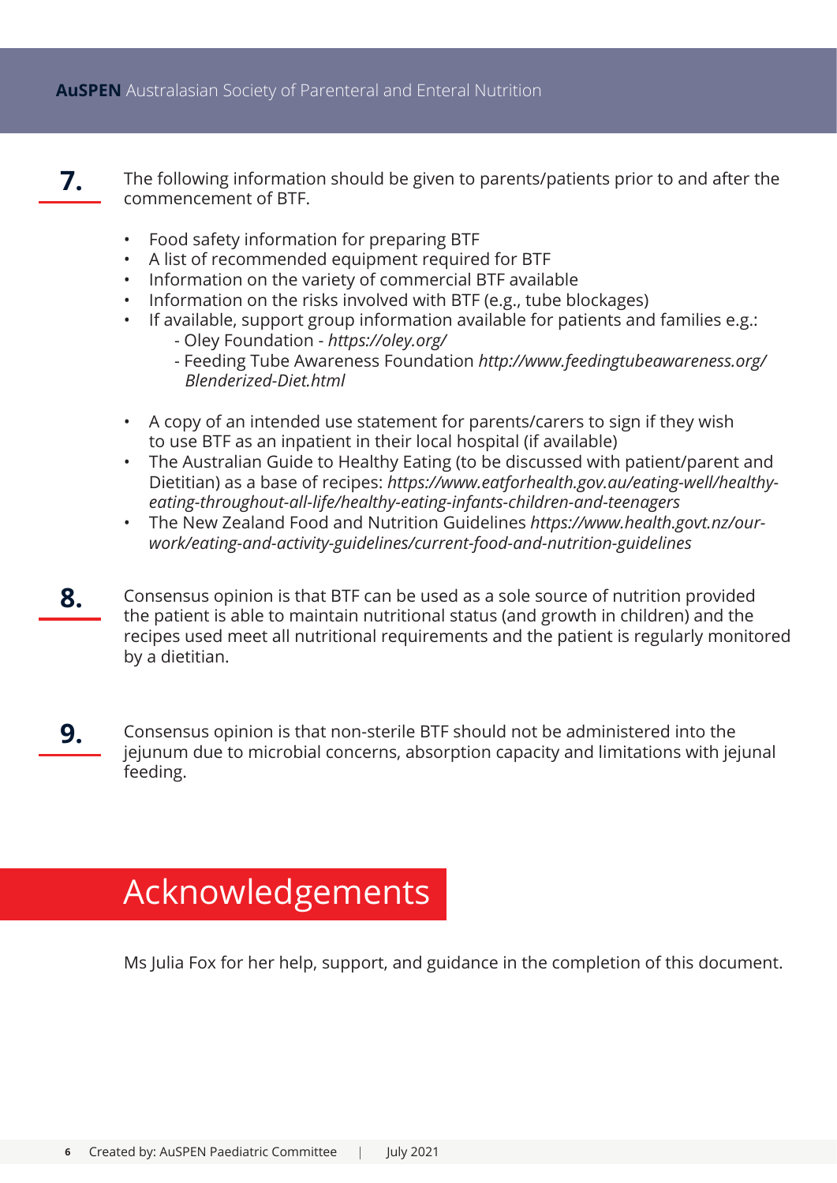**7.** The following information should be given to parents/patients prior to and after the commencement of BTF.

- Food safety information for preparing BTF
- A list of recommended equipment required for BTF
- Information on the variety of commercial BTF available
- Information on the risks involved with BTF (e.g., tube blockages)
- If available, support group information available for patients and families e.g.:
  - Oley Foundation - *https://oley.org/*
  - Feeding Tube Awareness Foundation *http://www.feedingtubeawareness.org/Blenderized-Diet.html*
- A copy of an intended use statement for parents/carers to sign if they wish to use BTF as an inpatient in their local hospital (if available)
- The Australian Guide to Healthy Eating (to be discussed with patient/parent and Dietitian) as a base of recipes: *https://www.eatforhealth.gov.au/eating-well/healthy-eating-throughout-all-life/healthy-eating-infants-children-and-teenagers*
- The New Zealand Food and Nutrition Guidelines *https://www.health.govt.nz/our-work/eating-and-activity-guidelines/current-food-and-nutrition-guidelines*

**8.** Consensus opinion is that BTF can be used as a sole source of nutrition provided the patient is able to maintain nutritional status (and growth in children) and the recipes used meet all nutritional requirements and the patient is regularly monitored by a dietitian.

**9.** Consensus opinion is that non-sterile BTF should not be administered into the jejunum due to microbial concerns, absorption capacity and limitations with jejunal feeding.

# Acknowledgements

Ms Julia Fox for her help, support, and guidance in the completion of this document.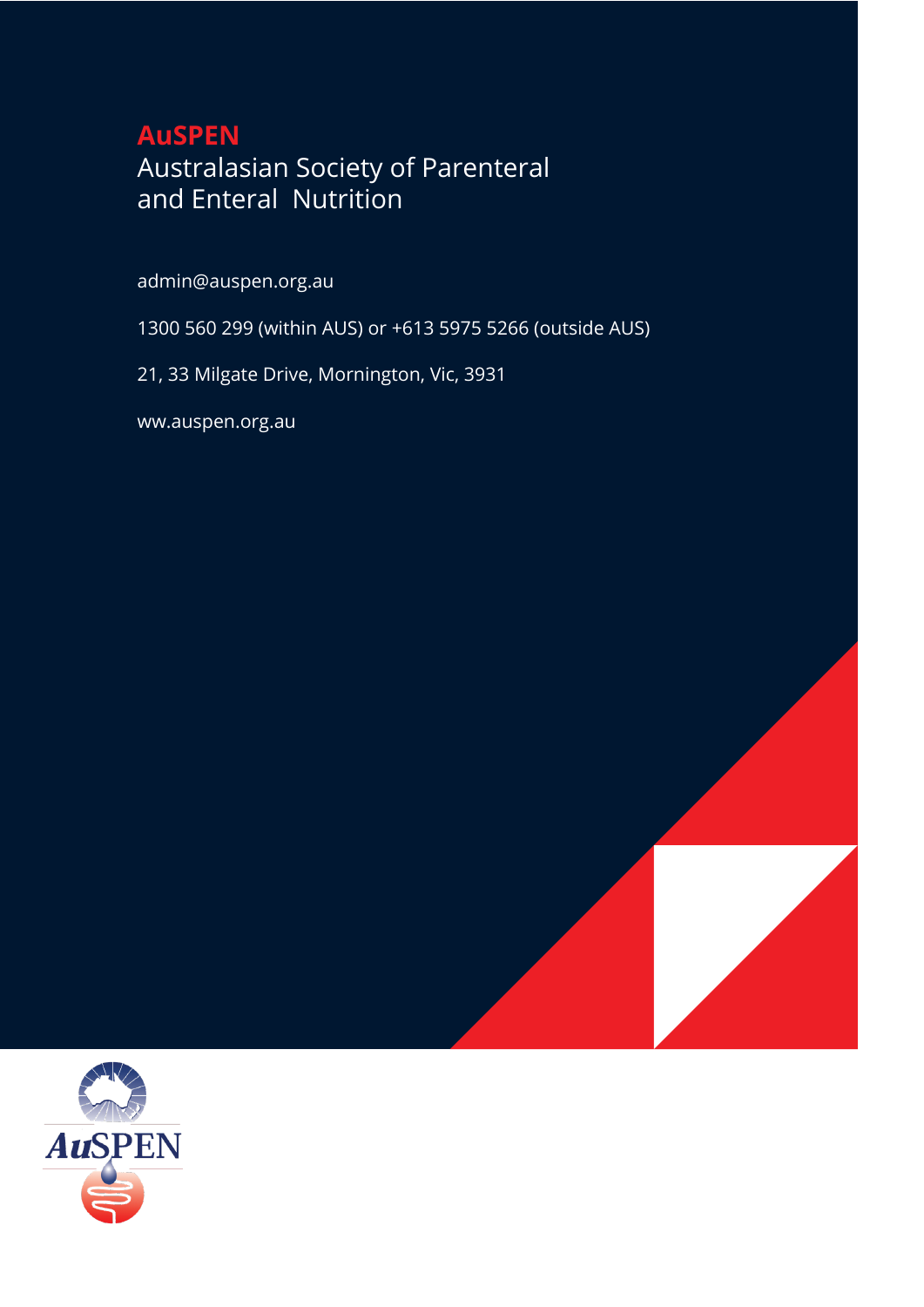**AuSPEN**

Australasian Society of Parenteral and Enteral Nutrition

admin@auspen.org.au

1300 560 299 (within AUS) or +613 5975 5266 (outside AUS)

21, 33 Milgate Drive, Mornington, Vic, 3931

ww.auspen.org.au

AuSPEN